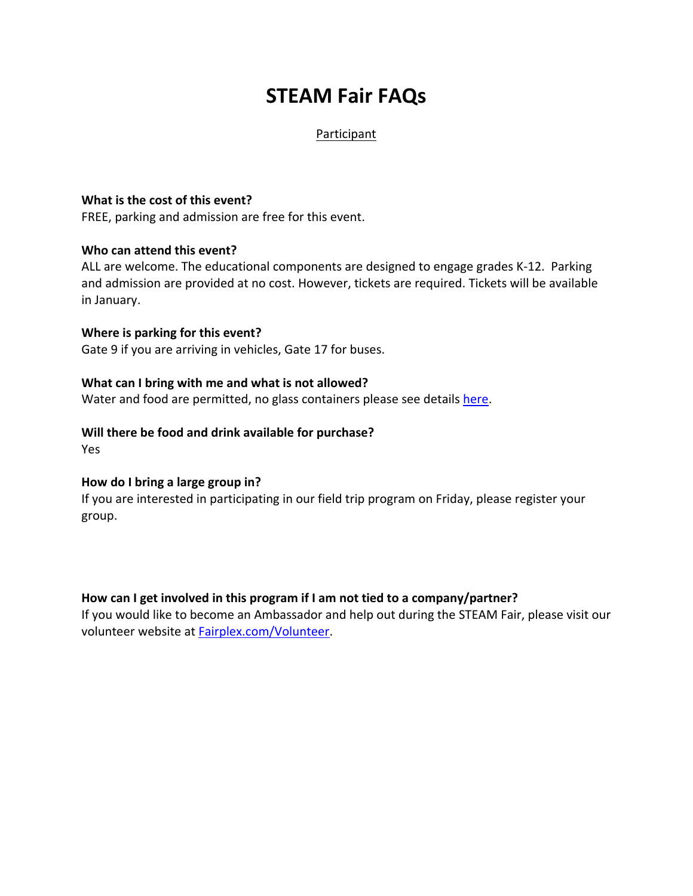# STEAM Fair FAQs

Participant

**What is the cost of this event?**
FREE, parking and admission are free for this event.

**Who can attend this event?**
ALL are welcome. The educational components are designed to engage grades K-12. Parking and admission are provided at no cost. However, tickets are required. Tickets will be available in January.

**Where is parking for this event?**
Gate 9 if you are arriving in vehicles, Gate 17 for buses.

**What can I bring with me and what is not allowed?**
Water and food are permitted, no glass containers please see details here.

**Will there be food and drink available for purchase?**
Yes

**How do I bring a large group in?**
If you are interested in participating in our field trip program on Friday, please register your group.

**How can I get involved in this program if I am not tied to a company/partner?**
If you would like to become an Ambassador and help out during the STEAM Fair, please visit our volunteer website at Fairplex.com/Volunteer.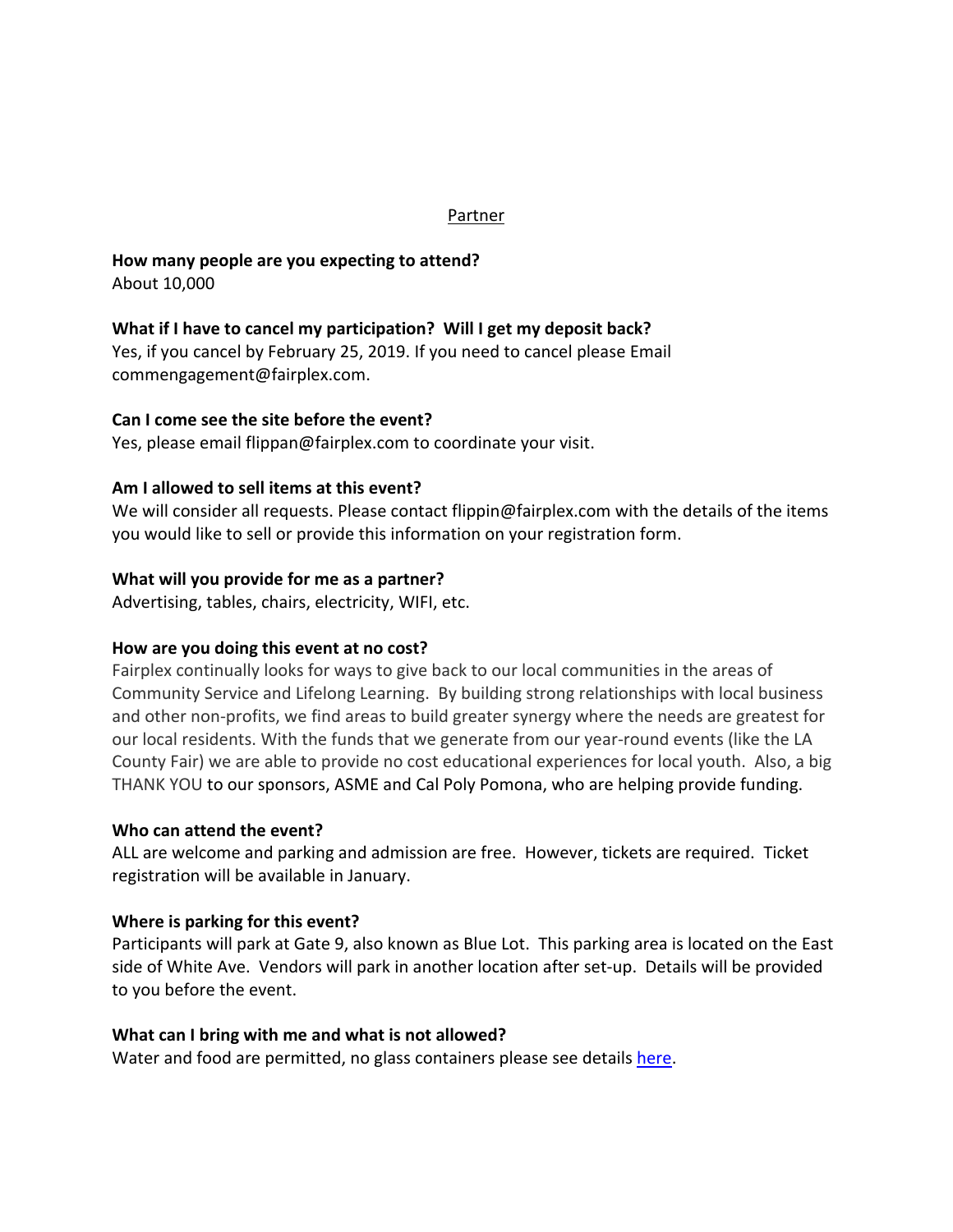Partner

**How many people are you expecting to attend?**
About 10,000

**What if I have to cancel my participation? Will I get my deposit back?**
Yes, if you cancel by February 25, 2019. If you need to cancel please Email commengagement@fairplex.com.

**Can I come see the site before the event?**
Yes, please email flippan@fairplex.com to coordinate your visit.

**Am I allowed to sell items at this event?**
We will consider all requests. Please contact flippin@fairplex.com with the details of the items you would like to sell or provide this information on your registration form.

**What will you provide for me as a partner?**
Advertising, tables, chairs, electricity, WIFI, etc.

**How are you doing this event at no cost?**
Fairplex continually looks for ways to give back to our local communities in the areas of Community Service and Lifelong Learning. By building strong relationships with local business and other non-profits, we find areas to build greater synergy where the needs are greatest for our local residents. With the funds that we generate from our year-round events (like the LA County Fair) we are able to provide no cost educational experiences for local youth. Also, a big THANK YOU to our sponsors, ASME and Cal Poly Pomona, who are helping provide funding.

**Who can attend the event?**
ALL are welcome and parking and admission are free. However, tickets are required. Ticket registration will be available in January.

**Where is parking for this event?**
Participants will park at Gate 9, also known as Blue Lot. This parking area is located on the East side of White Ave. Vendors will park in another location after set-up. Details will be provided to you before the event.

**What can I bring with me and what is not allowed?**
Water and food are permitted, no glass containers please see details [here].